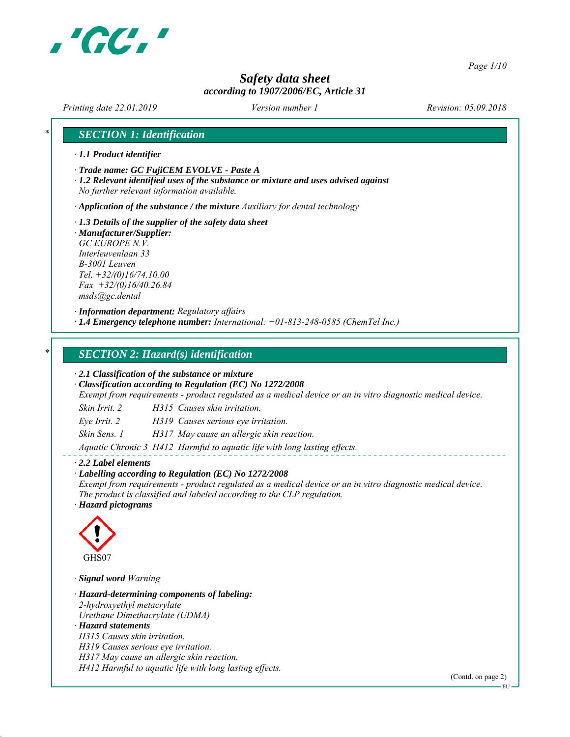# Safety data sheet

*according to 1907/2006/EC, Article 31*

*Printing date 22.01.2019* *Version number 1* *Revision: 05.09.2018*

## SECTION 1: Identification

· **1.1 Product identifier**

· **Trade name: GC FujiCEM EVOLVE - Paste A**

· **1.2 Relevant identified uses of the substance or mixture and uses advised against**
*No further relevant information available.*

· **Application of the substance / the mixture** *Auxiliary for dental technology*

· **1.3 Details of the supplier of the safety data sheet**

· **Manufacturer/Supplier:**
*GC EUROPE N.V.*
*Interleuvenlaan 33*
*B-3001 Leuven*
*Tel. +32/(0)16/74.10.00*
*Fax +32/(0)16/40.26.84*
*msds@gc.dental*

· **Information department:** *Regulatory affairs*

· **1.4 Emergency telephone number:** *International: +01-813-248-0585 (ChemTel Inc.)*

## SECTION 2: Hazard(s) identification

· **2.1 Classification of the substance or mixture**

· **Classification according to Regulation (EC) No 1272/2008**
*Exempt from requirements - product regulated as a medical device or an in vitro diagnostic medical device.*

| | |
|---|---|
| Skin Irrit. 2 | H315 Causes skin irritation. |
| Eye Irrit. 2 | H319 Causes serious eye irritation. |
| Skin Sens. 1 | H317 May cause an allergic skin reaction. |
| Aquatic Chronic 3 | H412 Harmful to aquatic life with long lasting effects. |

· **2.2 Label elements**

· **Labelling according to Regulation (EC) No 1272/2008**
*Exempt from requirements - product regulated as a medical device or an in vitro diagnostic medical device.*
*The product is classified and labeled according to the CLP regulation.*

· **Hazard pictograms**

GHS07

· **Signal word** *Warning*

· **Hazard-determining components of labeling:**
*2-hydroxyethyl metacrylate*
*Urethane Dimethacrylate (UDMA)*

· **Hazard statements**
*H315 Causes skin irritation.*
*H319 Causes serious eye irritation.*
*H317 May cause an allergic skin reaction.*
*H412 Harmful to aquatic life with long lasting effects.*

(Contd. on page 2)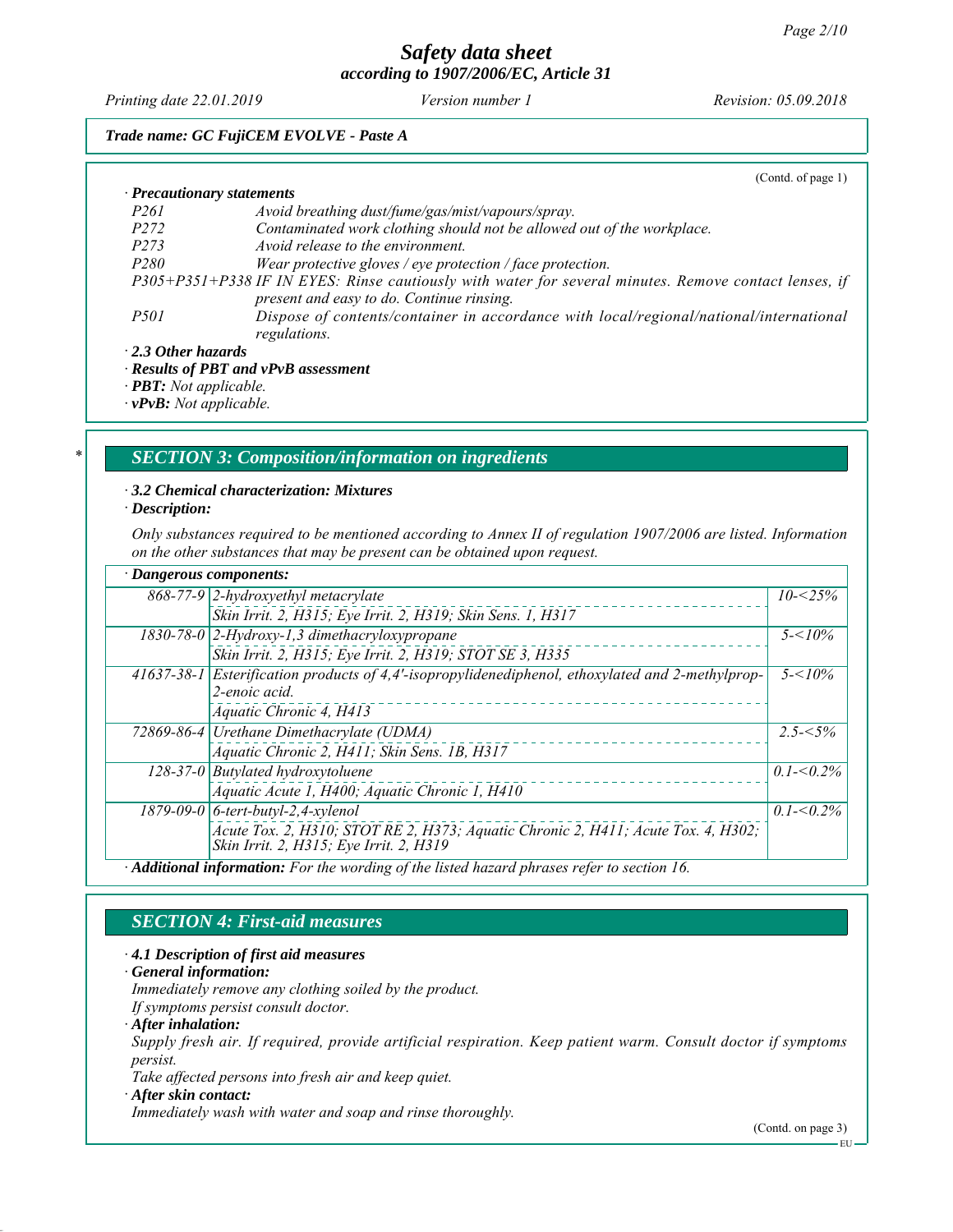(Contd. of page 1)

· **Precautionary statements**

| | |
|---|---|
| P261 | Avoid breathing dust/fume/gas/mist/vapours/spray. |
| P272 | Contaminated work clothing should not be allowed out of the workplace. |
| P273 | Avoid release to the environment. |
| P280 | Wear protective gloves / eye protection / face protection. |
| P305+P351+P338 | IF IN EYES: Rinse cautiously with water for several minutes. Remove contact lenses, if present and easy to do. Continue rinsing. |
| P501 | Dispose of contents/container in accordance with local/regional/national/international regulations. |

· **2.3 Other hazards**

· **Results of PBT and vPvB assessment**

· **PBT:** Not applicable.

· **vPvB:** Not applicable.

## SECTION 3: Composition/information on ingredients

· **3.2 Chemical characterization: Mixtures**

· **Description:**

Only substances required to be mentioned according to Annex II of regulation 1907/2006 are listed. Information on the other substances that may be present can be obtained upon request.

| · Dangerous components: | | |
|---|---|---|
| 868-77-9 | 2-hydroxyethyl metacrylate<br>Skin Irrit. 2, H315; Eye Irrit. 2, H319; Skin Sens. 1, H317 | 10-<25% |
| 1830-78-0 | 2-Hydroxy-1,3 dimethacryloxypropane<br>Skin Irrit. 2, H315; Eye Irrit. 2, H319; STOT SE 3, H335 | 5-<10% |
| 41637-38-1 | Esterification products of 4,4'-isopropylidenediphenol, ethoxylated and 2-methylprop-2-enoic acid.<br>Aquatic Chronic 4, H413 | 5-<10% |
| 72869-86-4 | Urethane Dimethacrylate (UDMA)<br>Aquatic Chronic 2, H411; Skin Sens. 1B, H317 | 2.5-<5% |
| 128-37-0 | Butylated hydroxytoluene<br>Aquatic Acute 1, H400; Aquatic Chronic 1, H410 | 0.1-<0.2% |
| 1879-09-0 | 6-tert-butyl-2,4-xylenol<br>Acute Tox. 2, H310; STOT RE 2, H373; Aquatic Chronic 2, H411; Acute Tox. 4, H302; Skin Irrit. 2, H315; Eye Irrit. 2, H319 | 0.1-<0.2% |

· **Additional information:** For the wording of the listed hazard phrases refer to section 16.

## SECTION 4: First-aid measures

· **4.1 Description of first aid measures**

· **General information:**

Immediately remove any clothing soiled by the product.
If symptoms persist consult doctor.

· **After inhalation:**

Supply fresh air. If required, provide artificial respiration. Keep patient warm. Consult doctor if symptoms persist.
Take affected persons into fresh air and keep quiet.

· **After skin contact:**

Immediately wash with water and soap and rinse thoroughly.

(Contd. on page 3)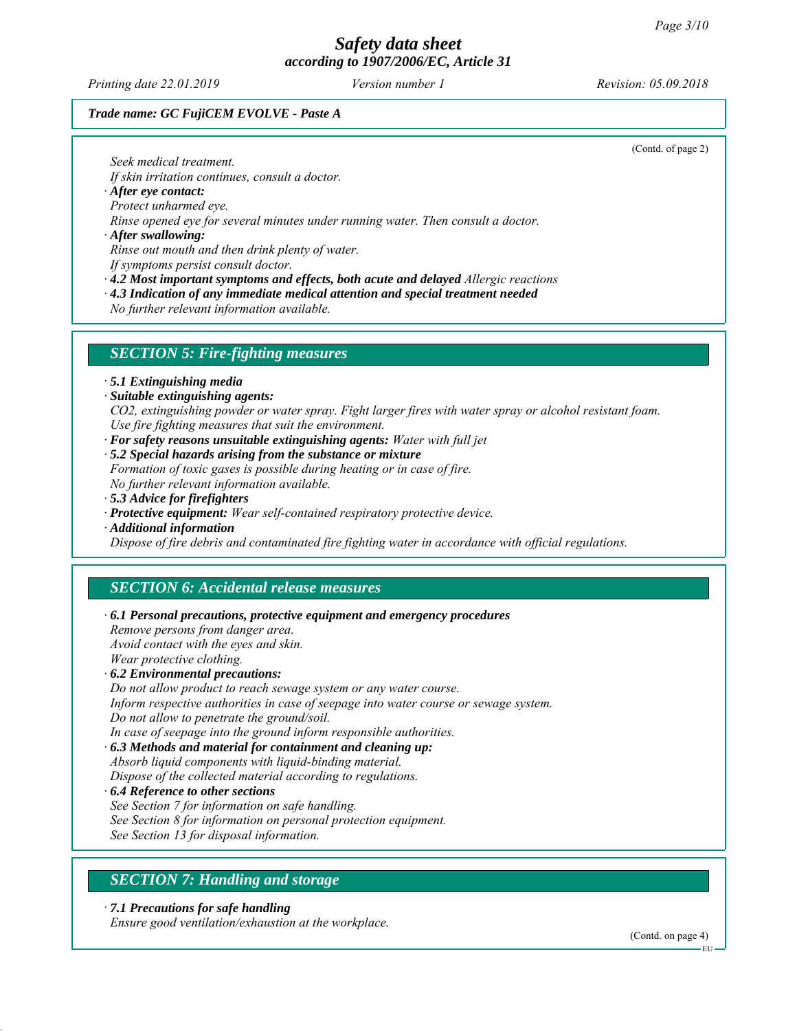(Contd. of page 2)

*Seek medical treatment.*
*If skin irritation continues, consult a doctor.*

· ***After eye contact:***
*Protect unharmed eye.*
*Rinse opened eye for several minutes under running water. Then consult a doctor.*

· ***After swallowing:***
*Rinse out mouth and then drink plenty of water.*
*If symptoms persist consult doctor.*

· ***4.2 Most important symptoms and effects, both acute and delayed*** *Allergic reactions*

· ***4.3 Indication of any immediate medical attention and special treatment needed***
*No further relevant information available.*

## *SECTION 5: Fire-fighting measures*

· ***5.1 Extinguishing media***

· ***Suitable extinguishing agents:***
*CO2, extinguishing powder or water spray. Fight larger fires with water spray or alcohol resistant foam.*
*Use fire fighting measures that suit the environment.*

· ***For safety reasons unsuitable extinguishing agents:*** *Water with full jet*

· ***5.2 Special hazards arising from the substance or mixture***
*Formation of toxic gases is possible during heating or in case of fire.*
*No further relevant information available.*

· ***5.3 Advice for firefighters***

· ***Protective equipment:*** *Wear self-contained respiratory protective device.*

· ***Additional information***
*Dispose of fire debris and contaminated fire fighting water in accordance with official regulations.*

## *SECTION 6: Accidental release measures*

· ***6.1 Personal precautions, protective equipment and emergency procedures***
*Remove persons from danger area.*
*Avoid contact with the eyes and skin.*
*Wear protective clothing.*

· ***6.2 Environmental precautions:***
*Do not allow product to reach sewage system or any water course.*
*Inform respective authorities in case of seepage into water course or sewage system.*
*Do not allow to penetrate the ground/soil.*
*In case of seepage into the ground inform responsible authorities.*

· ***6.3 Methods and material for containment and cleaning up:***
*Absorb liquid components with liquid-binding material.*
*Dispose of the collected material according to regulations.*

· ***6.4 Reference to other sections***
*See Section 7 for information on safe handling.*
*See Section 8 for information on personal protection equipment.*
*See Section 13 for disposal information.*

## *SECTION 7: Handling and storage*

· ***7.1 Precautions for safe handling***
*Ensure good ventilation/exhaustion at the workplace.*

(Contd. on page 4)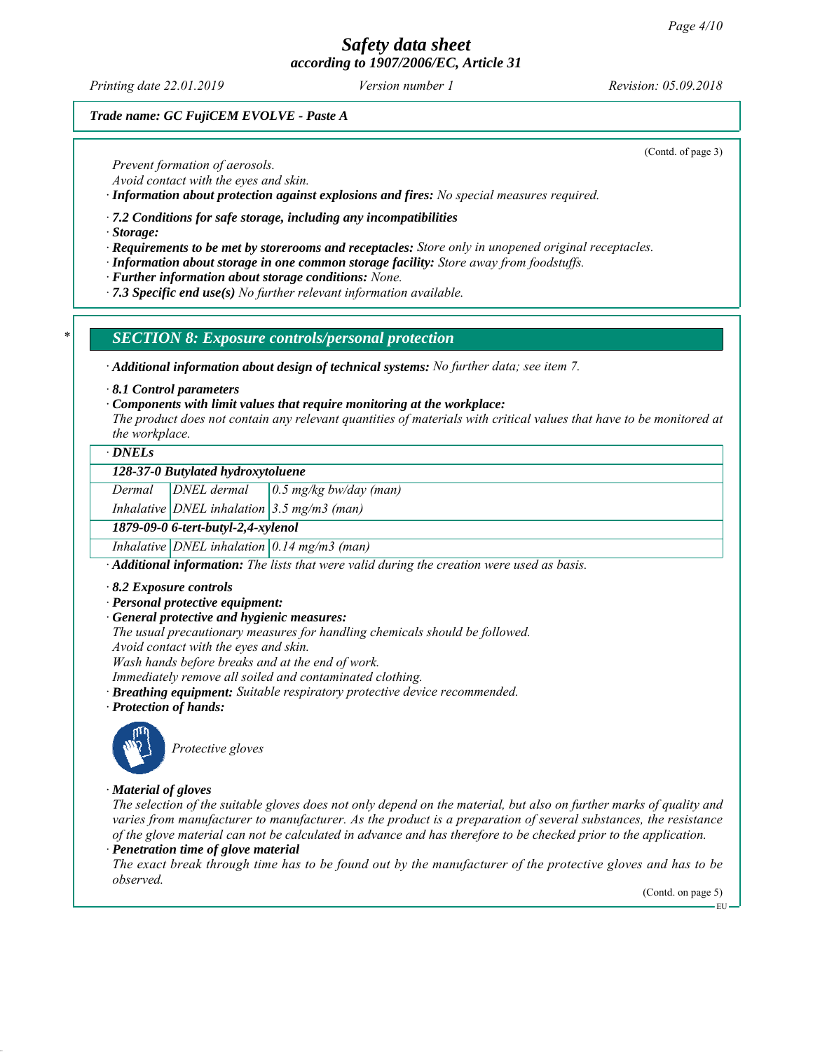*Trade name: GC FujiCEM EVOLVE - Paste A*

(Contd. of page 3)

*Prevent formation of aerosols.*
*Avoid contact with the eyes and skin.*

· ***Information about protection against explosions and fires:*** *No special measures required.*

· ***7.2 Conditions for safe storage, including any incompatibilities***

· ***Storage:***

· ***Requirements to be met by storerooms and receptacles:*** *Store only in unopened original receptacles.*

· ***Information about storage in one common storage facility:*** *Store away from foodstuffs.*

· ***Further information about storage conditions:*** *None.*

· ***7.3 Specific end use(s)*** *No further relevant information available.*

## * SECTION 8: Exposure controls/personal protection

· ***Additional information about design of technical systems:*** *No further data; see item 7.*

· ***8.1 Control parameters***

· ***Components with limit values that require monitoring at the workplace:***

*The product does not contain any relevant quantities of materials with critical values that have to be monitored at the workplace.*

| · ***DNELs*** | | |
|---|---|---|
| ***128-37-0 Butylated hydroxytoluene*** | | |
| *Dermal* | *DNEL dermal* | *0.5 mg/kg bw/day (man)* |
| *Inhalative* | *DNEL inhalation* | *3.5 mg/m3 (man)* |
| ***1879-09-0 6-tert-butyl-2,4-xylenol*** | | |
| *Inhalative* | *DNEL inhalation* | *0.14 mg/m3 (man)* |

· ***Additional information:*** *The lists that were valid during the creation were used as basis.*

· ***8.2 Exposure controls***

· ***Personal protective equipment:***

· ***General protective and hygienic measures:***

*The usual precautionary measures for handling chemicals should be followed.*
*Avoid contact with the eyes and skin.*
*Wash hands before breaks and at the end of work.*
*Immediately remove all soiled and contaminated clothing.*

· ***Breathing equipment:*** *Suitable respiratory protective device recommended.*

· ***Protection of hands:***

*Protective gloves*

· ***Material of gloves***

*The selection of the suitable gloves does not only depend on the material, but also on further marks of quality and varies from manufacturer to manufacturer. As the product is a preparation of several substances, the resistance of the glove material can not be calculated in advance and has therefore to be checked prior to the application.*

· ***Penetration time of glove material***

*The exact break through time has to be found out by the manufacturer of the protective gloves and has to be observed.*

(Contd. on page 5)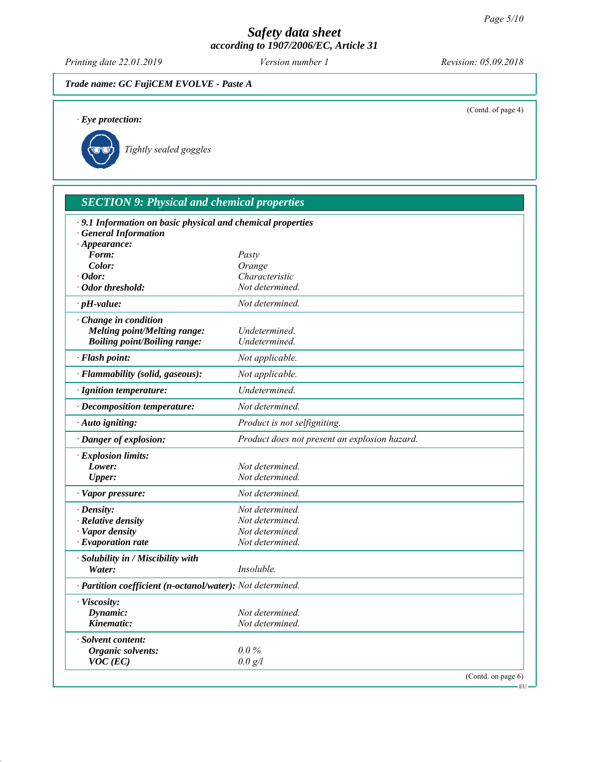(Contd. of page 4)

· **Eye protection:**

*Tightly sealed goggles*

## SECTION 9: Physical and chemical properties

· **9.1 Information on basic physical and chemical properties**
· **General Information**
· **Appearance:**

| | |
|---|---|
| **Form:** | *Pasty* |
| **Color:** | *Orange* |
| · **Odor:** | *Characteristic* |
| · **Odor threshold:** | *Not determined.* |
| · **pH-value:** | *Not determined.* |
| · **Change in condition** | |
| **Melting point/Melting range:** | *Undetermined.* |
| **Boiling point/Boiling range:** | *Undetermined.* |
| · **Flash point:** | *Not applicable.* |
| · **Flammability (solid, gaseous):** | *Not applicable.* |
| · **Ignition temperature:** | *Undetermined.* |
| · **Decomposition temperature:** | *Not determined.* |
| · **Auto igniting:** | *Product is not selfigniting.* |
| · **Danger of explosion:** | *Product does not present an explosion hazard.* |
| · **Explosion limits:** | |
| **Lower:** | *Not determined.* |
| **Upper:** | *Not determined.* |
| · **Vapor pressure:** | *Not determined.* |
| · **Density:** | *Not determined.* |
| · **Relative density** | *Not determined.* |
| · **Vapor density** | *Not determined.* |
| · **Evaporation rate** | *Not determined.* |
| · **Solubility in / Miscibility with** | |
| **Water:** | *Insoluble.* |
| · **Partition coefficient (n-octanol/water):** | *Not determined.* |
| · **Viscosity:** | |
| **Dynamic:** | *Not determined.* |
| **Kinematic:** | *Not determined.* |
| · **Solvent content:** | |
| **Organic solvents:** | *0.0 %* |
| **VOC (EC)** | *0.0 g/l* |

(Contd. on page 6)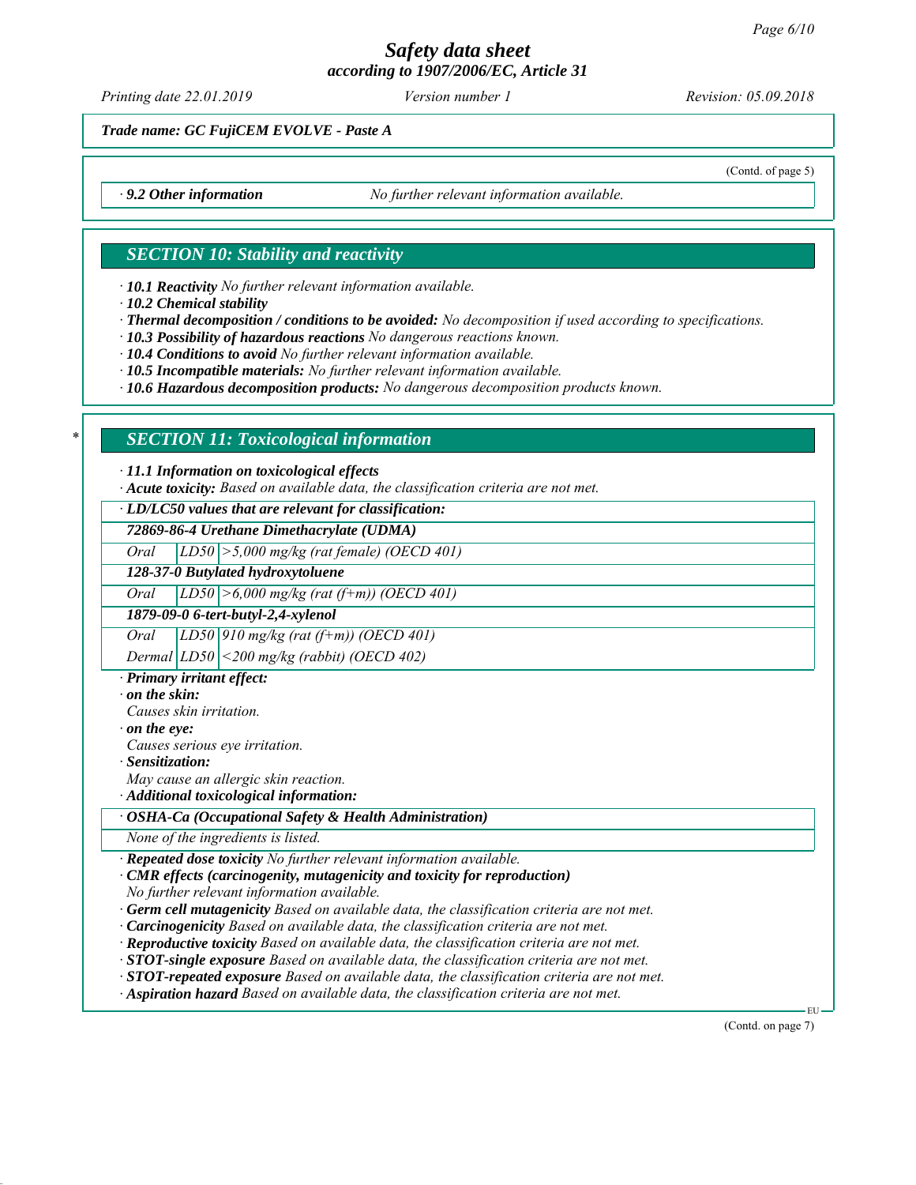*Trade name: GC FujiCEM EVOLVE - Paste A*

(Contd. of page 5)

| · **9.2 Other information** | *No further relevant information available.* |
|---|---|

## SECTION 10: Stability and reactivity

· **10.1 Reactivity** *No further relevant information available.*
· **10.2 Chemical stability**
· **Thermal decomposition / conditions to be avoided:** *No decomposition if used according to specifications.*
· **10.3 Possibility of hazardous reactions** *No dangerous reactions known.*
· **10.4 Conditions to avoid** *No further relevant information available.*
· **10.5 Incompatible materials:** *No further relevant information available.*
· **10.6 Hazardous decomposition products:** *No dangerous decomposition products known.*

## SECTION 11: Toxicological information

· **11.1 Information on toxicological effects**
· **Acute toxicity:** *Based on available data, the classification criteria are not met.*

| · **LD/LC50 values that are relevant for classification:** | | |
|---|---|---|
| **72869-86-4 Urethane Dimethacrylate (UDMA)** | | |
| Oral | LD50 | >5,000 mg/kg (rat female) (OECD 401) |
| **128-37-0 Butylated hydroxytoluene** | | |
| Oral | LD50 | >6,000 mg/kg (rat (f+m)) (OECD 401) |
| **1879-09-0 6-tert-butyl-2,4-xylenol** | | |
| Oral | LD50 | 910 mg/kg (rat (f+m)) (OECD 401) |
| Dermal | LD50 | <200 mg/kg (rabbit) (OECD 402) |

· **Primary irritant effect:**
· **on the skin:**
*Causes skin irritation.*
· **on the eye:**
*Causes serious eye irritation.*
· **Sensitization:**
*May cause an allergic skin reaction.*
· **Additional toxicological information:**

| · **OSHA-Ca (Occupational Safety & Health Administration)** |
|---|
| *None of the ingredients is listed.* |

· **Repeated dose toxicity** *No further relevant information available.*
· **CMR effects (carcinogenity, mutagenicity and toxicity for reproduction)**
*No further relevant information available.*
· **Germ cell mutagenicity** *Based on available data, the classification criteria are not met.*
· **Carcinogenicity** *Based on available data, the classification criteria are not met.*
· **Reproductive toxicity** *Based on available data, the classification criteria are not met.*
· **STOT-single exposure** *Based on available data, the classification criteria are not met.*
· **STOT-repeated exposure** *Based on available data, the classification criteria are not met.*
· **Aspiration hazard** *Based on available data, the classification criteria are not met.*

(Contd. on page 7)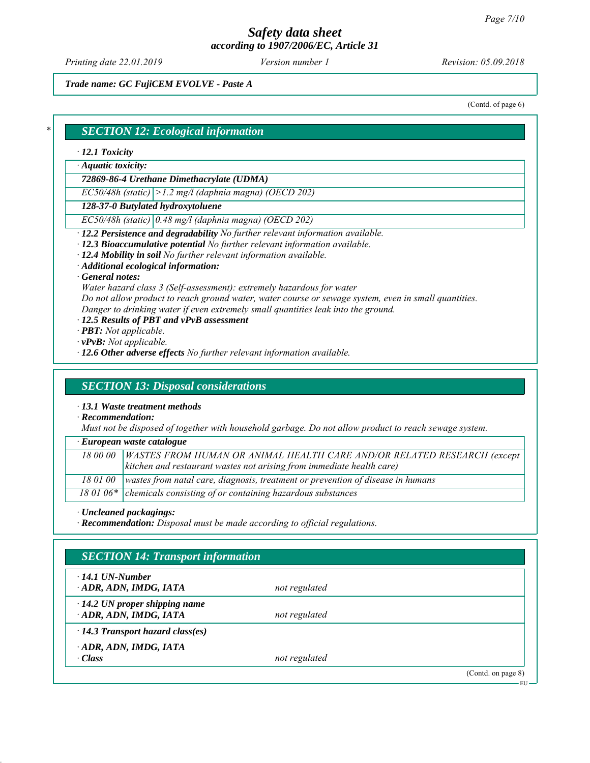*Trade name: GC FujiCEM EVOLVE - Paste A*

(Contd. of page 6)

## SECTION 12: Ecological information

· **12.1 Toxicity**

| · **Aquatic toxicity:** | |
|---|---|
| **72869-86-4 Urethane Dimethacrylate (UDMA)** | |
| EC50/48h (static) | >1.2 mg/l (daphnia magna) (OECD 202) |
| **128-37-0 Butylated hydroxytoluene** | |
| EC50/48h (static) | 0.48 mg/l (daphnia magna) (OECD 202) |

· **12.2 Persistence and degradability** No further relevant information available.
· **12.3 Bioaccumulative potential** No further relevant information available.
· **12.4 Mobility in soil** No further relevant information available.
· **Additional ecological information:**
· **General notes:**
Water hazard class 3 (Self-assessment): extremely hazardous for water
Do not allow product to reach ground water, water course or sewage system, even in small quantities.
Danger to drinking water if even extremely small quantities leak into the ground.
· **12.5 Results of PBT and vPvB assessment**
· **PBT:** Not applicable.
· **vPvB:** Not applicable.
· **12.6 Other adverse effects** No further relevant information available.

## SECTION 13: Disposal considerations

· **13.1 Waste treatment methods**
· **Recommendation:**
Must not be disposed of together with household garbage. Do not allow product to reach sewage system.

| · **European waste catalogue** | |
|---|---|
| 18 00 00 | WASTES FROM HUMAN OR ANIMAL HEALTH CARE AND/OR RELATED RESEARCH (except kitchen and restaurant wastes not arising from immediate health care) |
| 18 01 00 | wastes from natal care, diagnosis, treatment or prevention of disease in humans |
| 18 01 06* | chemicals consisting of or containing hazardous substances |

· **Uncleaned packagings:**
· **Recommendation:** Disposal must be made according to official regulations.

## SECTION 14: Transport information

| | |
|---|---|
| · **14.1 UN-Number** | |
| · **ADR, ADN, IMDG, IATA** | not regulated |
| · **14.2 UN proper shipping name** | |
| · **ADR, ADN, IMDG, IATA** | not regulated |
| · **14.3 Transport hazard class(es)** | |
| · **ADR, ADN, IMDG, IATA** | |
| · **Class** | not regulated |

(Contd. on page 8)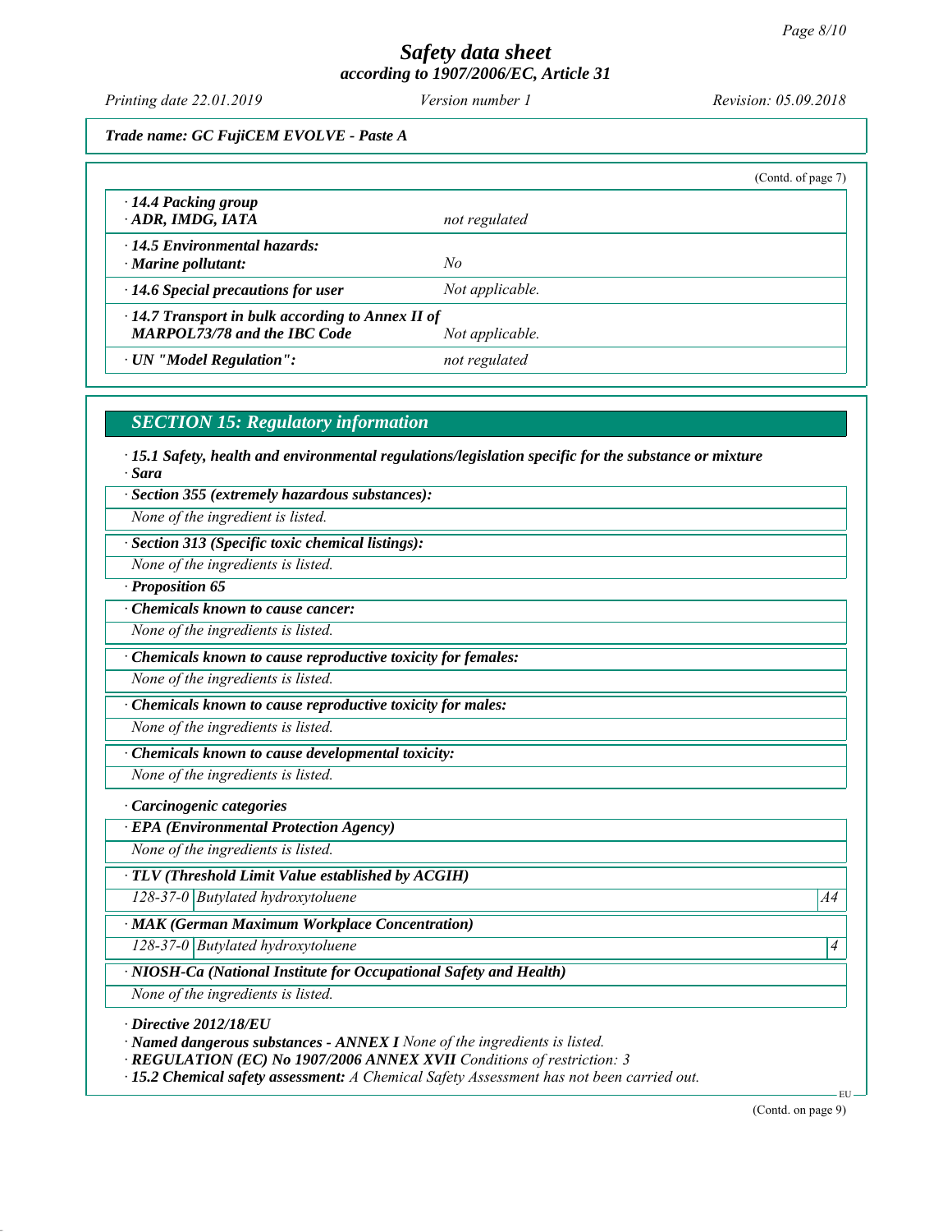Trade name: GC FujiCEM EVOLVE - Paste A

(Contd. of page 7)

| | |
|---|---|
| · **14.4 Packing group** · **ADR, IMDG, IATA** | *not regulated* |
| · **14.5 Environmental hazards:** · **Marine pollutant:** | *No* |
| · **14.6 Special precautions for user** | *Not applicable.* |
| · **14.7 Transport in bulk according to Annex II of MARPOL73/78 and the IBC Code** | *Not applicable.* |
| · **UN "Model Regulation":** | *not regulated* |

## SECTION 15: Regulatory information

· **15.1 Safety, health and environmental regulations/legislation specific for the substance or mixture**
· **Sara**

· **Section 355 (extremely hazardous substances):**
None of the ingredient is listed.

· **Section 313 (Specific toxic chemical listings):**
None of the ingredients is listed.

· **Proposition 65**

· **Chemicals known to cause cancer:**
None of the ingredients is listed.

· **Chemicals known to cause reproductive toxicity for females:**
None of the ingredients is listed.

· **Chemicals known to cause reproductive toxicity for males:**
None of the ingredients is listed.

· **Chemicals known to cause developmental toxicity:**
None of the ingredients is listed.

· **Carcinogenic categories**

· **EPA (Environmental Protection Agency)**
None of the ingredients is listed.

· **TLV (Threshold Limit Value established by ACGIH)**

| | | |
|---|---|---|
| 128-37-0 | Butylated hydroxytoluene | A4 |

· **MAK (German Maximum Workplace Concentration)**

| | | |
|---|---|---|
| 128-37-0 | Butylated hydroxytoluene | 4 |

· **NIOSH-Ca (National Institute for Occupational Safety and Health)**
None of the ingredients is listed.

· **Directive 2012/18/EU**
· **Named dangerous substances - ANNEX I** None of the ingredients is listed.
· **REGULATION (EC) No 1907/2006 ANNEX XVII** Conditions of restriction: 3
· **15.2 Chemical safety assessment:** A Chemical Safety Assessment has not been carried out.

(Contd. on page 9)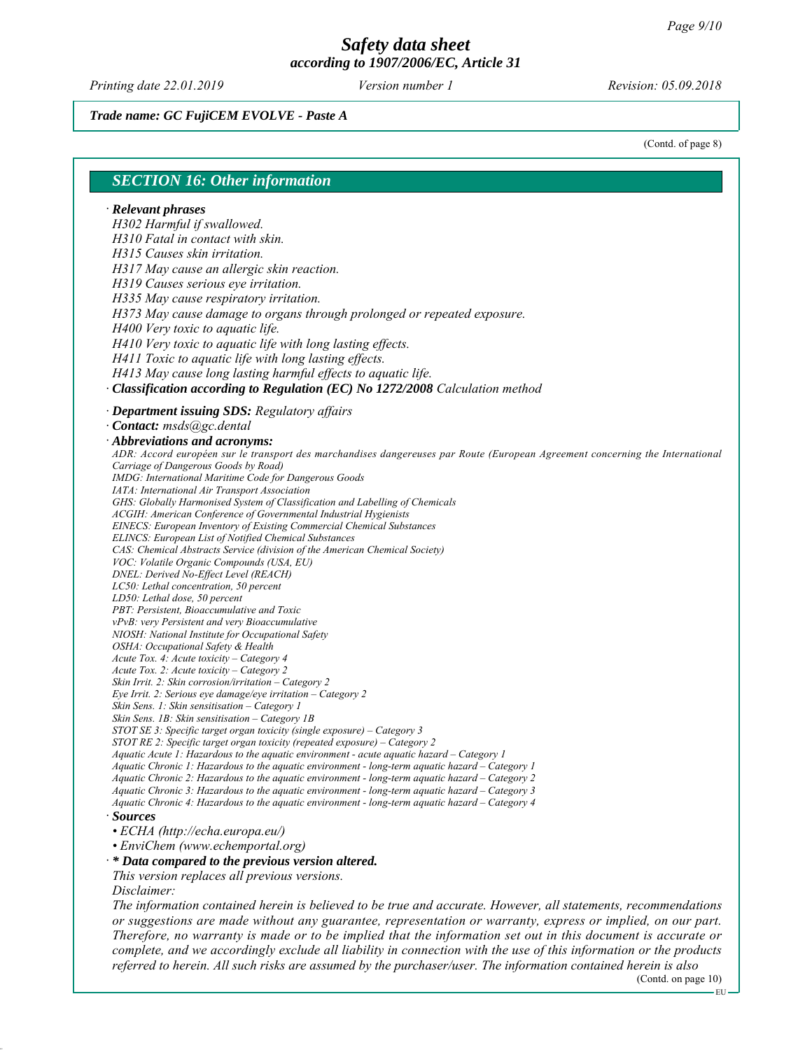*Safety data sheet*
*according to 1907/2006/EC, Article 31*

*Printing date 22.01.2019* *Version number 1* *Revision: 05.09.2018*

***Trade name: GC FujiCEM EVOLVE - Paste A***

(Contd. of page 8)

## *SECTION 16: Other information*

· ***Relevant phrases***

*H302 Harmful if swallowed.*
*H310 Fatal in contact with skin.*
*H315 Causes skin irritation.*
*H317 May cause an allergic skin reaction.*
*H319 Causes serious eye irritation.*
*H335 May cause respiratory irritation.*
*H373 May cause damage to organs through prolonged or repeated exposure.*
*H400 Very toxic to aquatic life.*
*H410 Very toxic to aquatic life with long lasting effects.*
*H411 Toxic to aquatic life with long lasting effects.*
*H413 May cause long lasting harmful effects to aquatic life.*

· ***Classification according to Regulation (EC) No 1272/2008*** *Calculation method*

· ***Department issuing SDS:*** *Regulatory affairs*

· ***Contact:*** *msds@gc.dental*

· ***Abbreviations and acronyms:***

*ADR: Accord européen sur le transport des marchandises dangereuses par Route (European Agreement concerning the International Carriage of Dangerous Goods by Road)*
*IMDG: International Maritime Code for Dangerous Goods*
*IATA: International Air Transport Association*
*GHS: Globally Harmonised System of Classification and Labelling of Chemicals*
*ACGIH: American Conference of Governmental Industrial Hygienists*
*EINECS: European Inventory of Existing Commercial Chemical Substances*
*ELINCS: European List of Notified Chemical Substances*
*CAS: Chemical Abstracts Service (division of the American Chemical Society)*
*VOC: Volatile Organic Compounds (USA, EU)*
*DNEL: Derived No-Effect Level (REACH)*
*LC50: Lethal concentration, 50 percent*
*LD50: Lethal dose, 50 percent*
*PBT: Persistent, Bioaccumulative and Toxic*
*vPvB: very Persistent and very Bioaccumulative*
*NIOSH: National Institute for Occupational Safety*
*OSHA: Occupational Safety & Health*
*Acute Tox. 4: Acute toxicity – Category 4*
*Acute Tox. 2: Acute toxicity – Category 2*
*Skin Irrit. 2: Skin corrosion/irritation – Category 2*
*Eye Irrit. 2: Serious eye damage/eye irritation – Category 2*
*Skin Sens. 1: Skin sensitisation – Category 1*
*Skin Sens. 1B: Skin sensitisation – Category 1B*
*STOT SE 3: Specific target organ toxicity (single exposure) – Category 3*
*STOT RE 2: Specific target organ toxicity (repeated exposure) – Category 2*
*Aquatic Acute 1: Hazardous to the aquatic environment - acute aquatic hazard – Category 1*
*Aquatic Chronic 1: Hazardous to the aquatic environment - long-term aquatic hazard – Category 1*
*Aquatic Chronic 2: Hazardous to the aquatic environment - long-term aquatic hazard – Category 2*
*Aquatic Chronic 3: Hazardous to the aquatic environment - long-term aquatic hazard – Category 3*
*Aquatic Chronic 4: Hazardous to the aquatic environment - long-term aquatic hazard – Category 4*

· ***Sources***

- *ECHA (http://echa.europa.eu/)*
- *EnviChem (www.echemportal.org)*

· ***\* Data compared to the previous version altered.***

*This version replaces all previous versions.*

*Disclaimer:*

*The information contained herein is believed to be true and accurate. However, all statements, recommendations or suggestions are made without any guarantee, representation or warranty, express or implied, on our part. Therefore, no warranty is made or to be implied that the information set out in this document is accurate or complete, and we accordingly exclude all liability in connection with the use of this information or the products referred to herein. All such risks are assumed by the purchaser/user. The information contained herein is also*

(Contd. on page 10)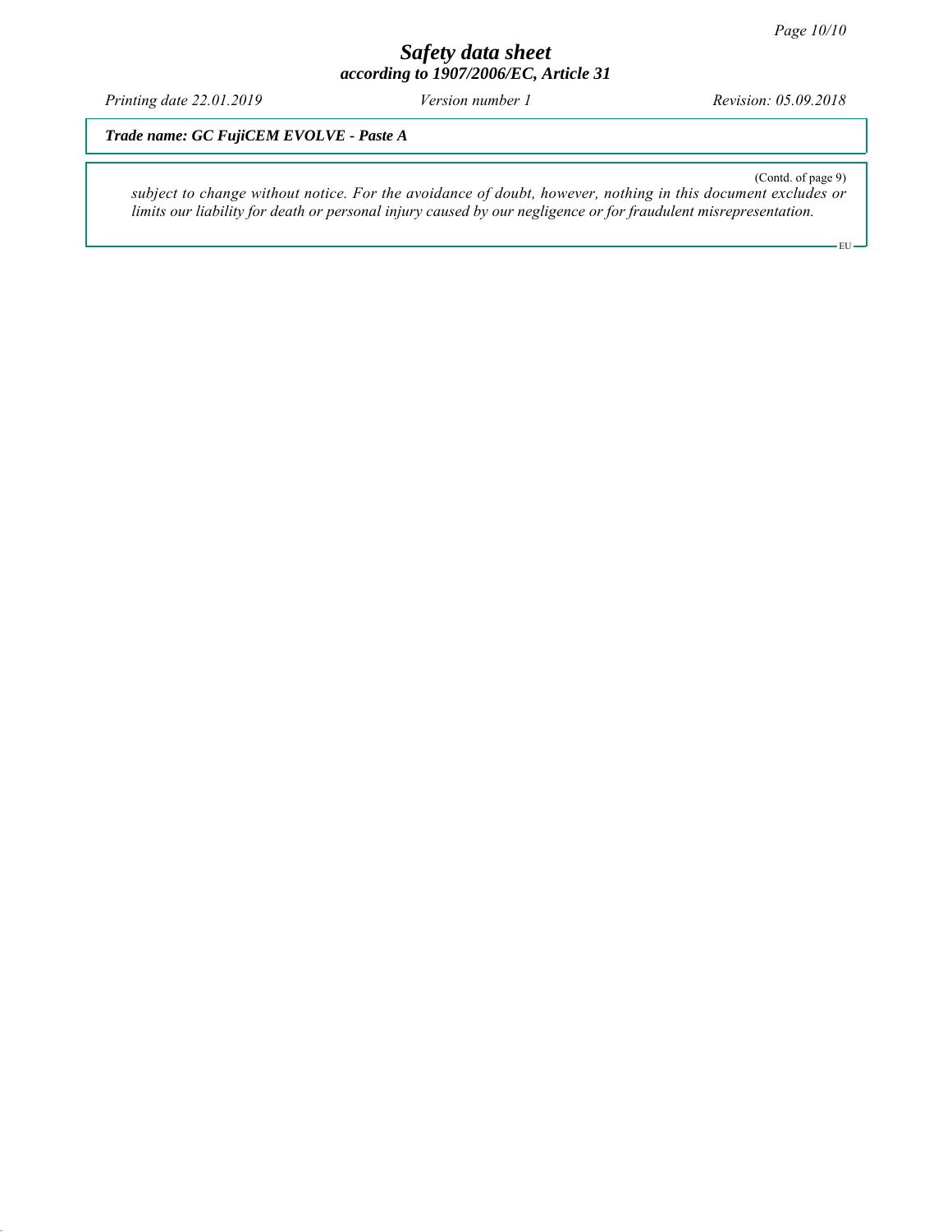*subject to change without notice. For the avoidance of doubt, however, nothing in this document excludes or limits our liability for death or personal injury caused by our negligence or for fraudulent misrepresentation.*